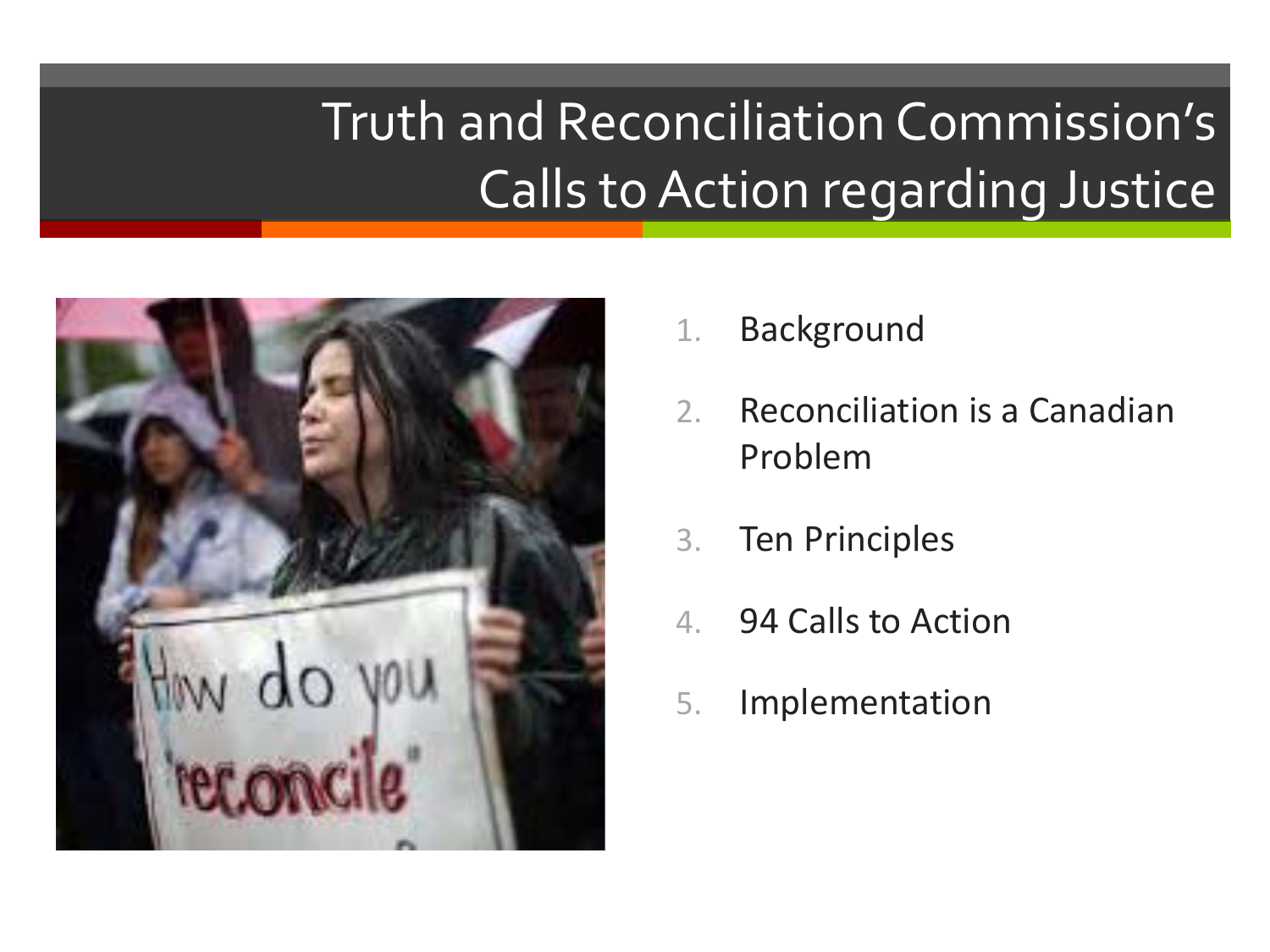# Truth and Reconciliation Commission's Calls to Action regarding Justice

1. Background
2. Reconciliation is a Canadian Problem
3. Ten Principles
4. 94 Calls to Action
5. Implementation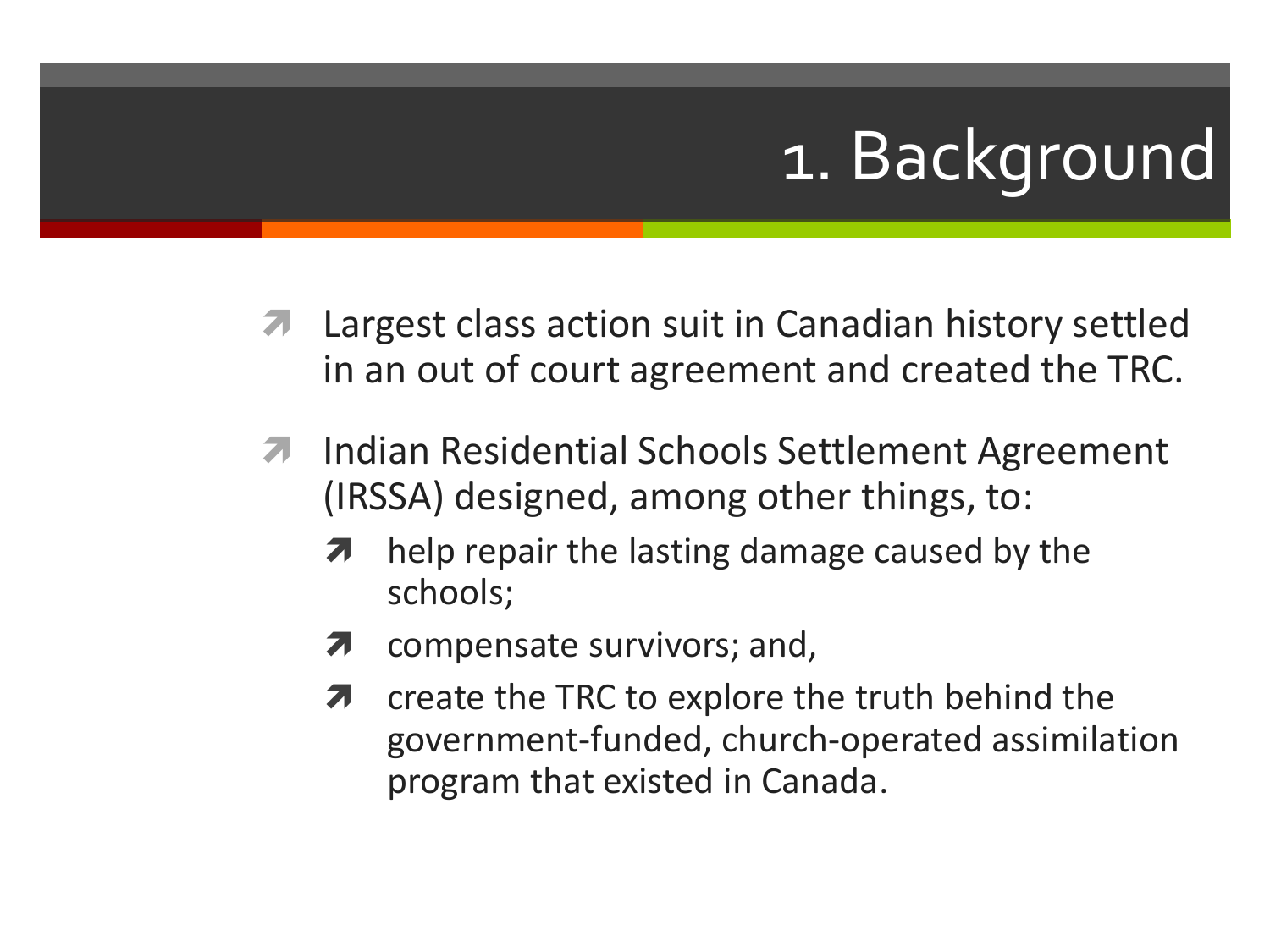# 1. Background

- Largest class action suit in Canadian history settled in an out of court agreement and created the TRC.
- Indian Residential Schools Settlement Agreement (IRSSA) designed, among other things, to:
  - help repair the lasting damage caused by the schools;
  - compensate survivors; and,
  - create the TRC to explore the truth behind the government-funded, church-operated assimilation program that existed in Canada.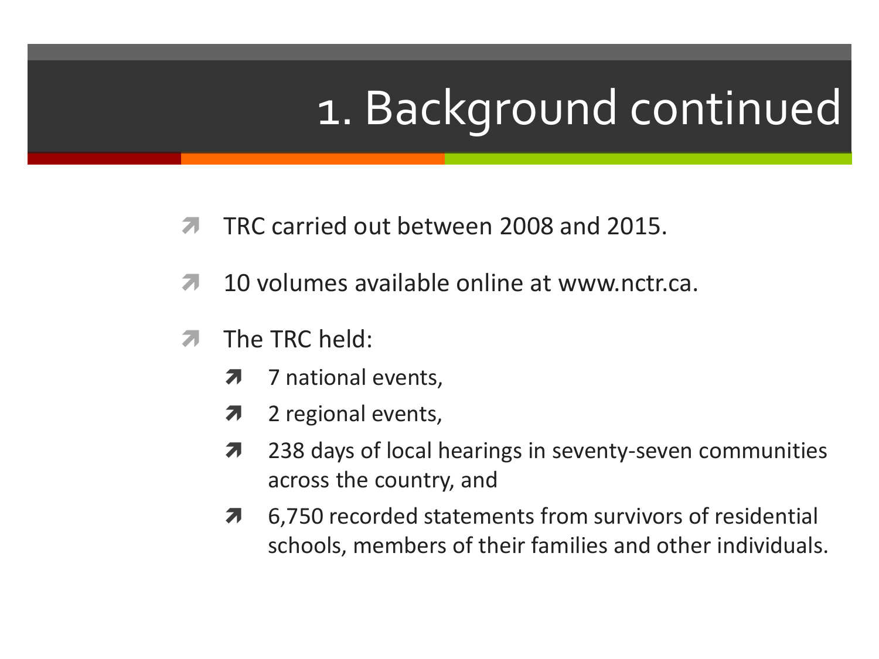# 1. Background continued

- TRC carried out between 2008 and 2015.
- 10 volumes available online at www.nctr.ca.
- The TRC held:
  - 7 national events,
  - 2 regional events,
  - 238 days of local hearings in seventy-seven communities across the country, and
  - 6,750 recorded statements from survivors of residential schools, members of their families and other individuals.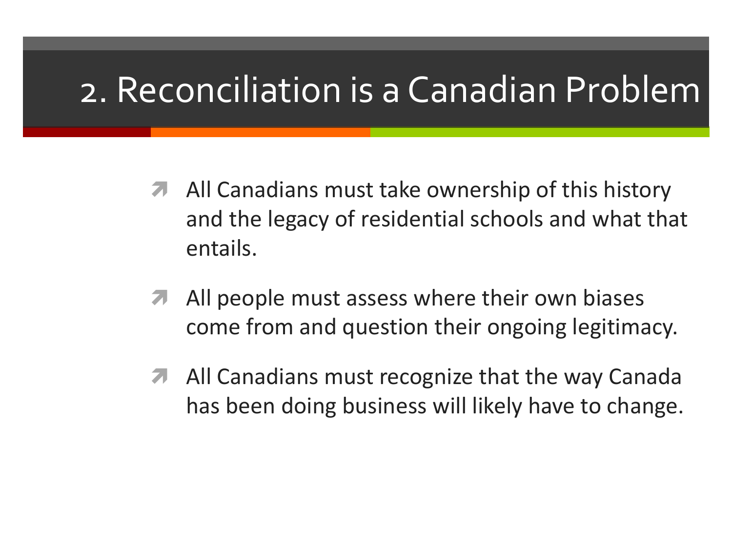# 2. Reconciliation is a Canadian Problem

- All Canadians must take ownership of this history and the legacy of residential schools and what that entails.
- All people must assess where their own biases come from and question their ongoing legitimacy.
- All Canadians must recognize that the way Canada has been doing business will likely have to change.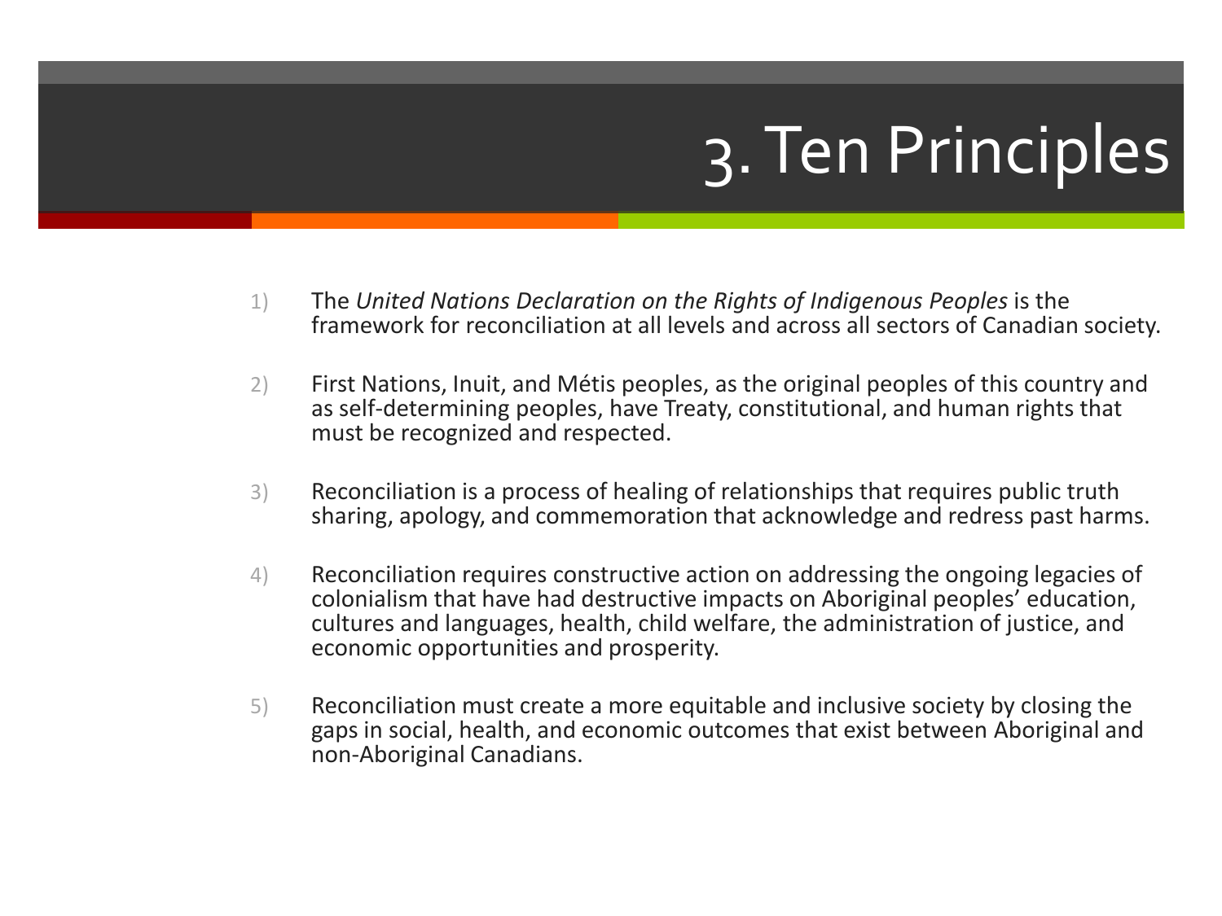# 3. Ten Principles

1) The *United Nations Declaration on the Rights of Indigenous Peoples* is the framework for reconciliation at all levels and across all sectors of Canadian society.

2) First Nations, Inuit, and Métis peoples, as the original peoples of this country and as self-determining peoples, have Treaty, constitutional, and human rights that must be recognized and respected.

3) Reconciliation is a process of healing of relationships that requires public truth sharing, apology, and commemoration that acknowledge and redress past harms.

4) Reconciliation requires constructive action on addressing the ongoing legacies of colonialism that have had destructive impacts on Aboriginal peoples' education, cultures and languages, health, child welfare, the administration of justice, and economic opportunities and prosperity.

5) Reconciliation must create a more equitable and inclusive society by closing the gaps in social, health, and economic outcomes that exist between Aboriginal and non-Aboriginal Canadians.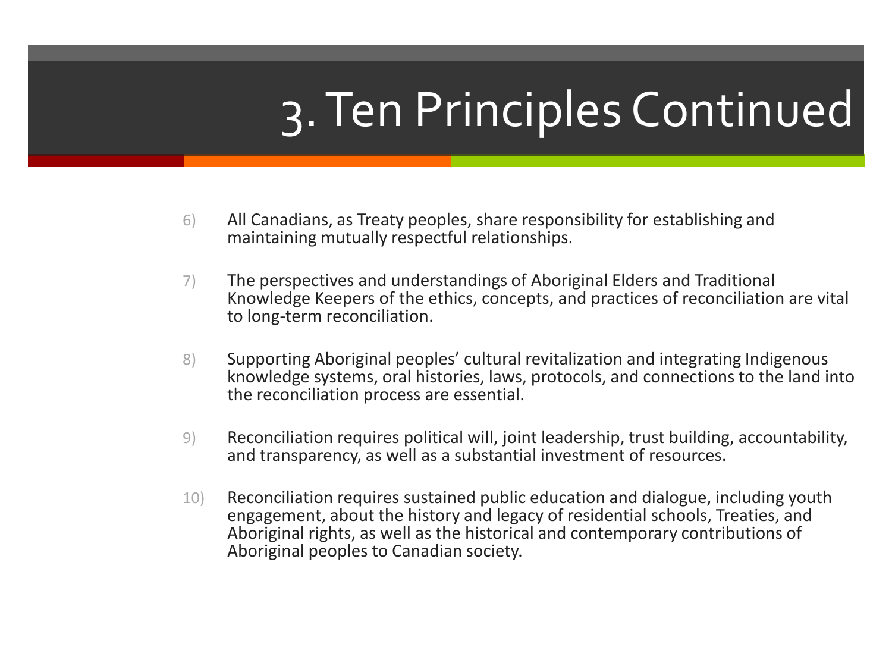# 3. Ten Principles Continued

6) All Canadians, as Treaty peoples, share responsibility for establishing and maintaining mutually respectful relationships.

7) The perspectives and understandings of Aboriginal Elders and Traditional Knowledge Keepers of the ethics, concepts, and practices of reconciliation are vital to long-term reconciliation.

8) Supporting Aboriginal peoples' cultural revitalization and integrating Indigenous knowledge systems, oral histories, laws, protocols, and connections to the land into the reconciliation process are essential.

9) Reconciliation requires political will, joint leadership, trust building, accountability, and transparency, as well as a substantial investment of resources.

10) Reconciliation requires sustained public education and dialogue, including youth engagement, about the history and legacy of residential schools, Treaties, and Aboriginal rights, as well as the historical and contemporary contributions of Aboriginal peoples to Canadian society.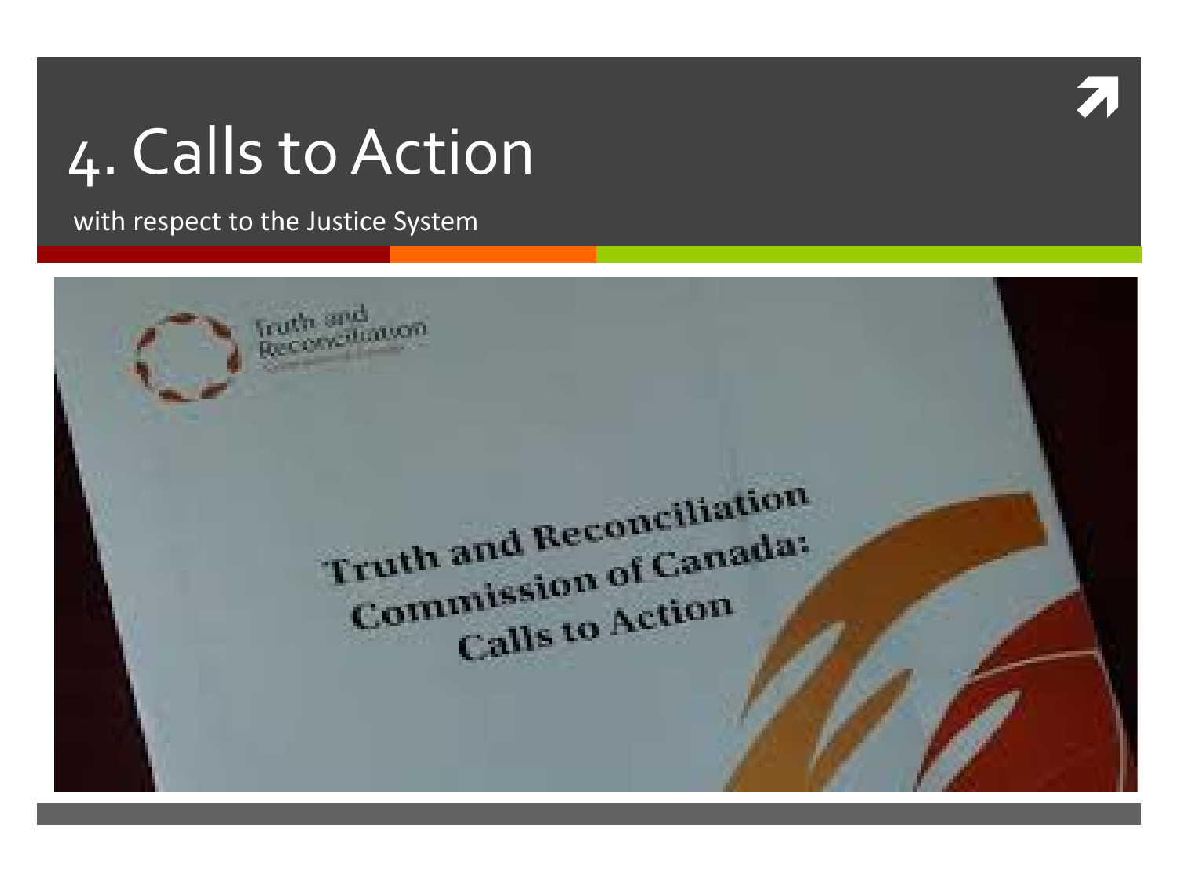# 4. Calls to Action

with respect to the Justice System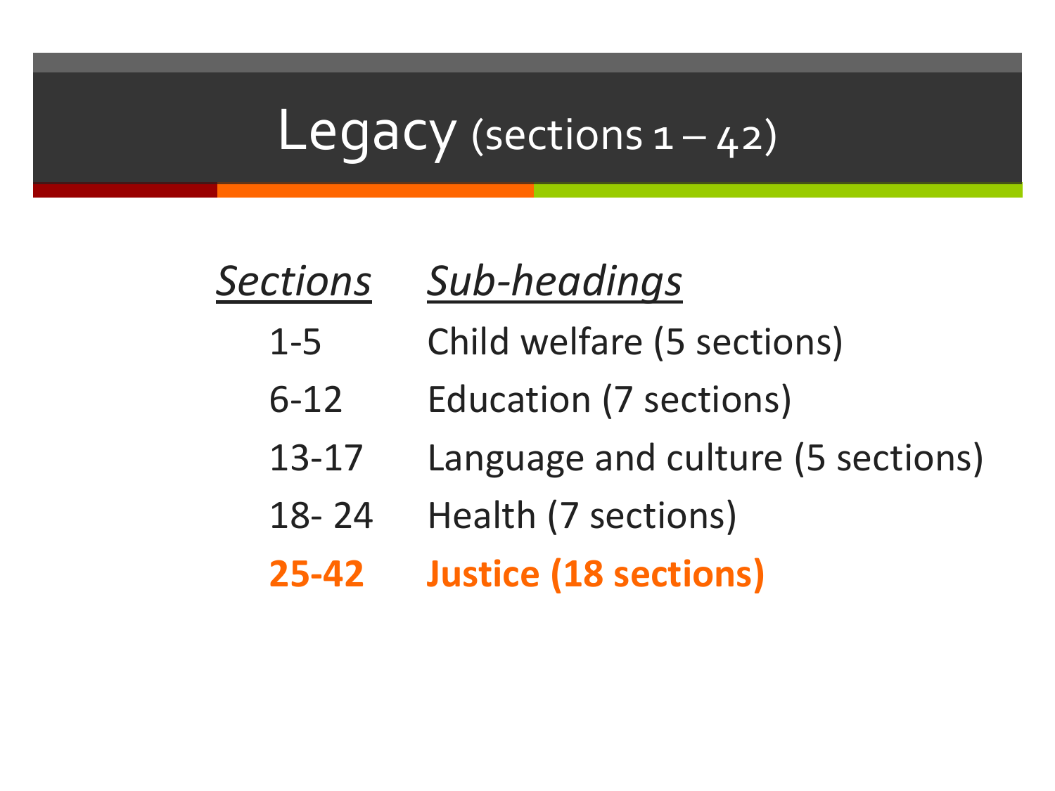# Legacy (sections 1 – 42)

| *Sections* | *Sub-headings* |
|---|---|
| 1-5 | Child welfare (5 sections) |
| 6-12 | Education (7 sections) |
| 13-17 | Language and culture (5 sections) |
| 18- 24 | Health (7 sections) |
| **25-42** | **Justice (18 sections)** |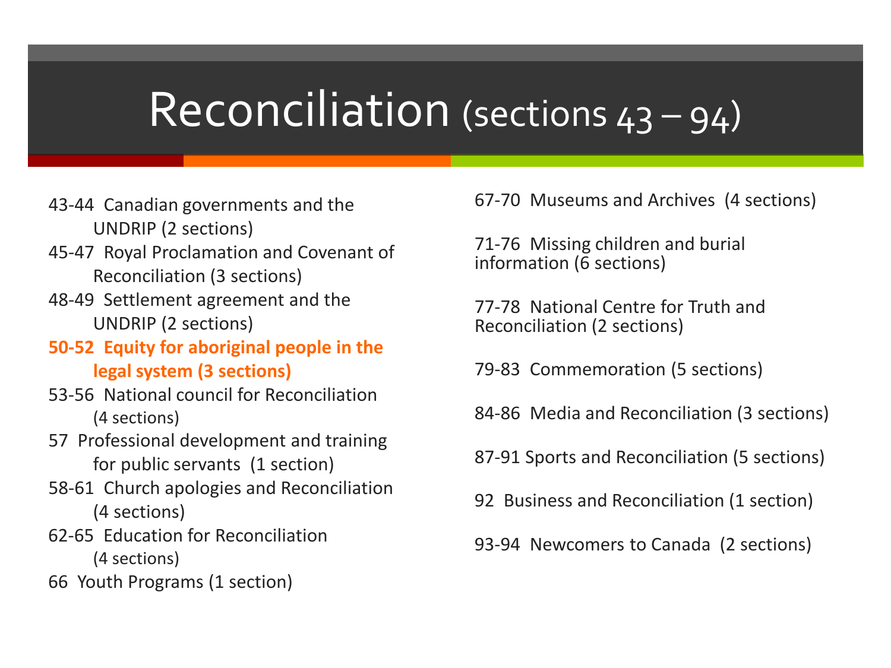# Reconciliation (sections 43 – 94)

- 43-44 Canadian governments and the UNDRIP (2 sections)
- 45-47 Royal Proclamation and Covenant of Reconciliation (3 sections)
- 48-49 Settlement agreement and the UNDRIP (2 sections)
- **50-52 Equity for aboriginal people in the legal system (3 sections)**
- 53-56 National council for Reconciliation (4 sections)
- 57 Professional development and training for public servants (1 section)
- 58-61 Church apologies and Reconciliation (4 sections)
- 62-65 Education for Reconciliation (4 sections)
- 66 Youth Programs (1 section)
- 67-70 Museums and Archives (4 sections)
- 71-76 Missing children and burial information (6 sections)
- 77-78 National Centre for Truth and Reconciliation (2 sections)
- 79-83 Commemoration (5 sections)
- 84-86 Media and Reconciliation (3 sections)
- 87-91 Sports and Reconciliation (5 sections)
- 92 Business and Reconciliation (1 section)
- 93-94 Newcomers to Canada (2 sections)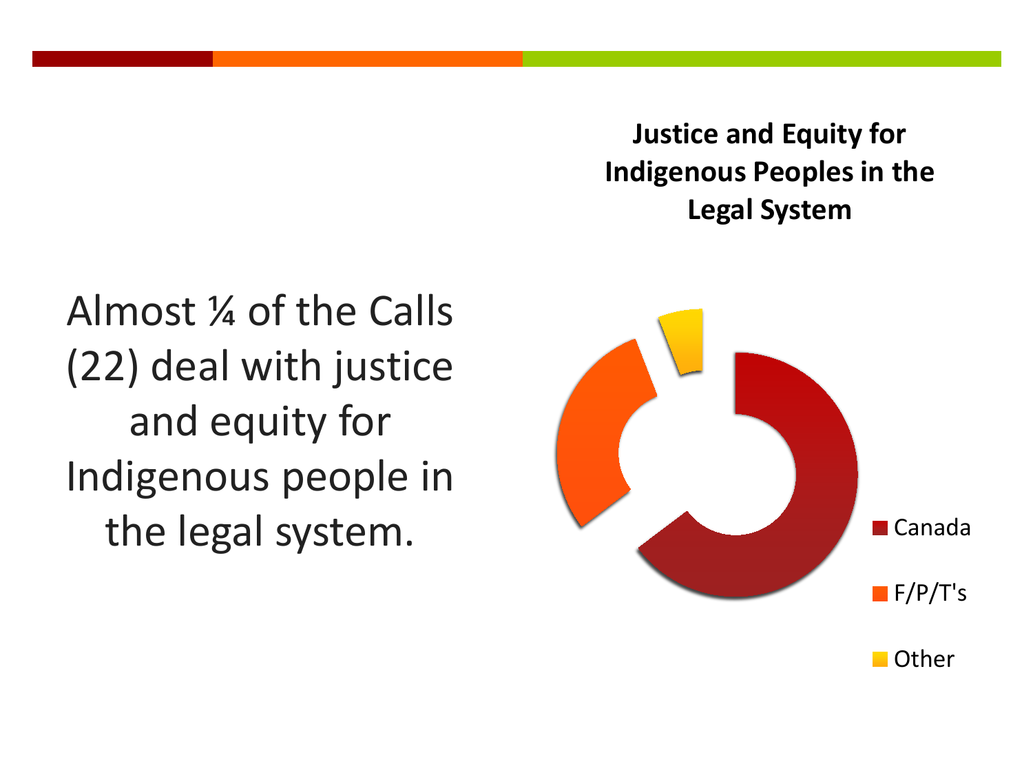Almost ¼ of the Calls (22) deal with justice and equity for Indigenous people in the legal system.

**Justice and Equity for Indigenous Peoples in the Legal System**

- Canada
- F/P/T's
- Other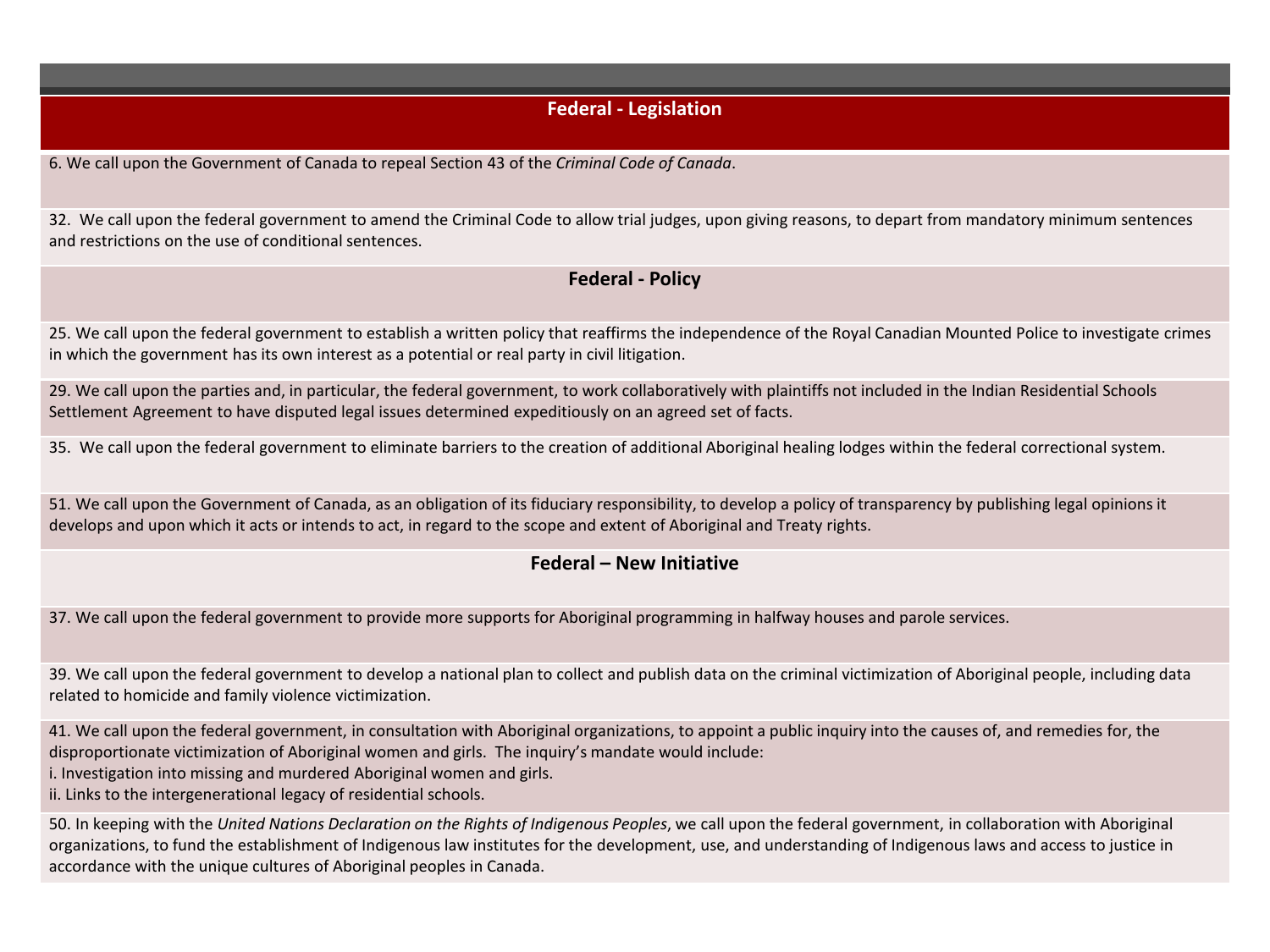## Federal - Legislation

6. We call upon the Government of Canada to repeal Section 43 of the *Criminal Code of Canada*.

32. We call upon the federal government to amend the Criminal Code to allow trial judges, upon giving reasons, to depart from mandatory minimum sentences and restrictions on the use of conditional sentences.

## Federal - Policy

25. We call upon the federal government to establish a written policy that reaffirms the independence of the Royal Canadian Mounted Police to investigate crimes in which the government has its own interest as a potential or real party in civil litigation.

29. We call upon the parties and, in particular, the federal government, to work collaboratively with plaintiffs not included in the Indian Residential Schools Settlement Agreement to have disputed legal issues determined expeditiously on an agreed set of facts.

35. We call upon the federal government to eliminate barriers to the creation of additional Aboriginal healing lodges within the federal correctional system.

51. We call upon the Government of Canada, as an obligation of its fiduciary responsibility, to develop a policy of transparency by publishing legal opinions it develops and upon which it acts or intends to act, in regard to the scope and extent of Aboriginal and Treaty rights.

## Federal – New Initiative

37. We call upon the federal government to provide more supports for Aboriginal programming in halfway houses and parole services.

39. We call upon the federal government to develop a national plan to collect and publish data on the criminal victimization of Aboriginal people, including data related to homicide and family violence victimization.

41. We call upon the federal government, in consultation with Aboriginal organizations, to appoint a public inquiry into the causes of, and remedies for, the disproportionate victimization of Aboriginal women and girls. The inquiry's mandate would include:
i. Investigation into missing and murdered Aboriginal women and girls.
ii. Links to the intergenerational legacy of residential schools.

50. In keeping with the *United Nations Declaration on the Rights of Indigenous Peoples*, we call upon the federal government, in collaboration with Aboriginal organizations, to fund the establishment of Indigenous law institutes for the development, use, and understanding of Indigenous laws and access to justice in accordance with the unique cultures of Aboriginal peoples in Canada.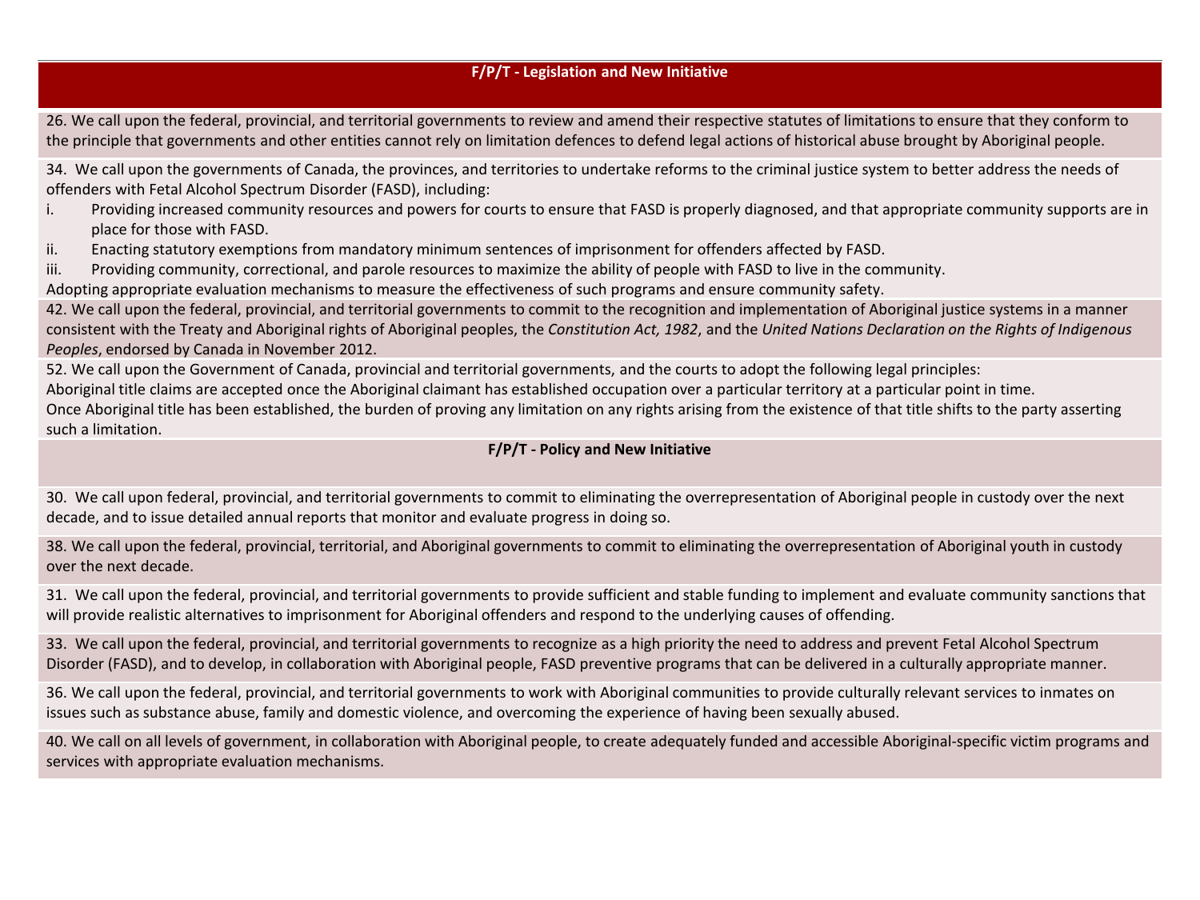**F/P/T - Legislation and New Initiative**

26. We call upon the federal, provincial, and territorial governments to review and amend their respective statutes of limitations to ensure that they conform to the principle that governments and other entities cannot rely on limitation defences to defend legal actions of historical abuse brought by Aboriginal people.

34. We call upon the governments of Canada, the provinces, and territories to undertake reforms to the criminal justice system to better address the needs of offenders with Fetal Alcohol Spectrum Disorder (FASD), including:

i. Providing increased community resources and powers for courts to ensure that FASD is properly diagnosed, and that appropriate community supports are in place for those with FASD.
ii. Enacting statutory exemptions from mandatory minimum sentences of imprisonment for offenders affected by FASD.
iii. Providing community, correctional, and parole resources to maximize the ability of people with FASD to live in the community.

Adopting appropriate evaluation mechanisms to measure the effectiveness of such programs and ensure community safety.

42. We call upon the federal, provincial, and territorial governments to commit to the recognition and implementation of Aboriginal justice systems in a manner consistent with the Treaty and Aboriginal rights of Aboriginal peoples, the *Constitution Act, 1982*, and the *United Nations Declaration on the Rights of Indigenous Peoples*, endorsed by Canada in November 2012.

52. We call upon the Government of Canada, provincial and territorial governments, and the courts to adopt the following legal principles:

Aboriginal title claims are accepted once the Aboriginal claimant has established occupation over a particular territory at a particular point in time.

Once Aboriginal title has been established, the burden of proving any limitation on any rights arising from the existence of that title shifts to the party asserting such a limitation.

**F/P/T - Policy and New Initiative**

30. We call upon federal, provincial, and territorial governments to commit to eliminating the overrepresentation of Aboriginal people in custody over the next decade, and to issue detailed annual reports that monitor and evaluate progress in doing so.

38. We call upon the federal, provincial, territorial, and Aboriginal governments to commit to eliminating the overrepresentation of Aboriginal youth in custody over the next decade.

31. We call upon the federal, provincial, and territorial governments to provide sufficient and stable funding to implement and evaluate community sanctions that will provide realistic alternatives to imprisonment for Aboriginal offenders and respond to the underlying causes of offending.

33. We call upon the federal, provincial, and territorial governments to recognize as a high priority the need to address and prevent Fetal Alcohol Spectrum Disorder (FASD), and to develop, in collaboration with Aboriginal people, FASD preventive programs that can be delivered in a culturally appropriate manner.

36. We call upon the federal, provincial, and territorial governments to work with Aboriginal communities to provide culturally relevant services to inmates on issues such as substance abuse, family and domestic violence, and overcoming the experience of having been sexually abused.

40. We call on all levels of government, in collaboration with Aboriginal people, to create adequately funded and accessible Aboriginal-specific victim programs and services with appropriate evaluation mechanisms.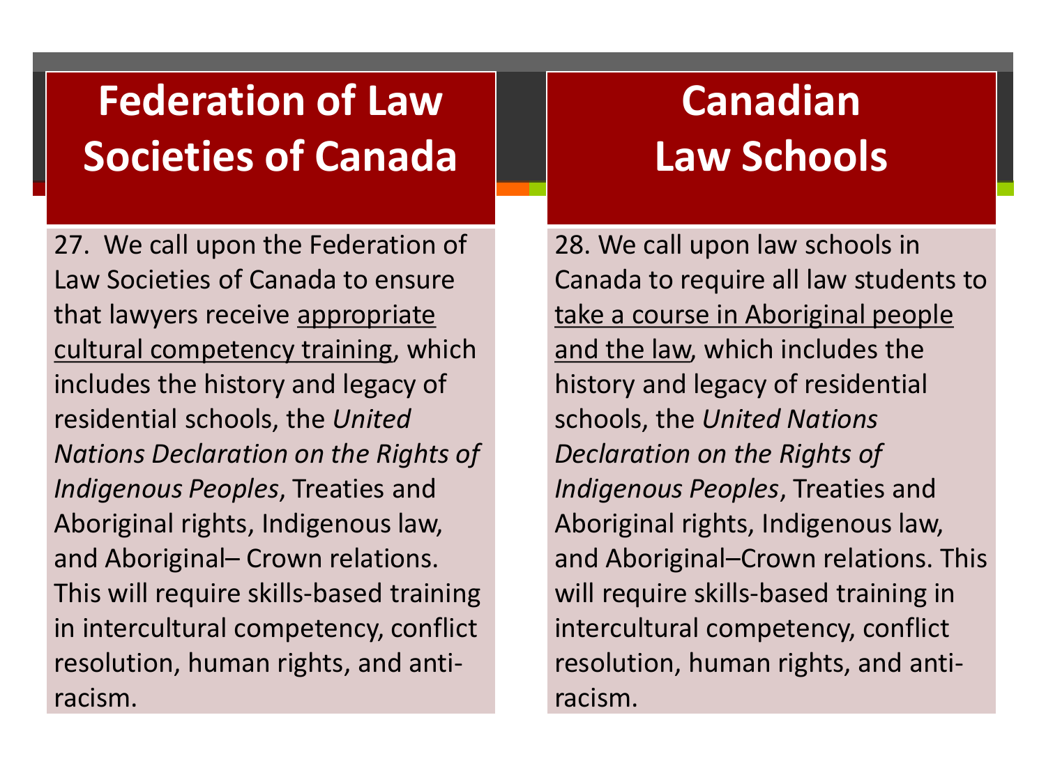## Federation of Law Societies of Canada

27. We call upon the Federation of Law Societies of Canada to ensure that lawyers receive <u>appropriate cultural competency training</u>, which includes the history and legacy of residential schools, the *United Nations Declaration on the Rights of Indigenous Peoples*, Treaties and Aboriginal rights, Indigenous law, and Aboriginal– Crown relations. This will require skills-based training in intercultural competency, conflict resolution, human rights, and anti-racism.

## Canadian Law Schools

28. We call upon law schools in Canada to require all law students to <u>take a course in Aboriginal people and the law</u>, which includes the history and legacy of residential schools, the *United Nations Declaration on the Rights of Indigenous Peoples*, Treaties and Aboriginal rights, Indigenous law, and Aboriginal–Crown relations. This will require skills-based training in intercultural competency, conflict resolution, human rights, and anti-racism.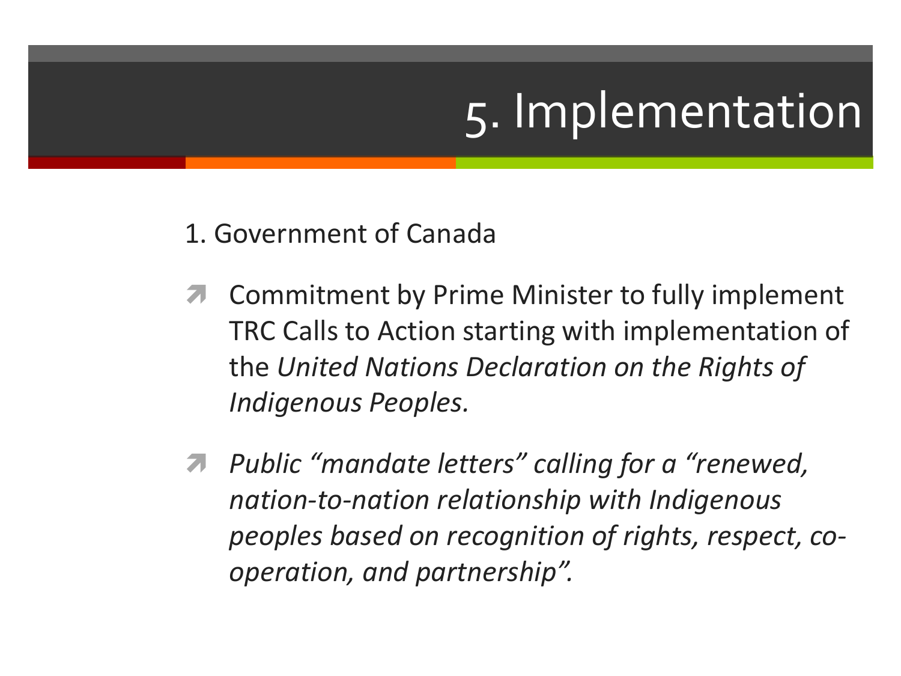# 5. Implementation

1. Government of Canada

- Commitment by Prime Minister to fully implement TRC Calls to Action starting with implementation of the *United Nations Declaration on the Rights of Indigenous Peoples.*

- *Public "mandate letters" calling for a "renewed, nation-to-nation relationship with Indigenous peoples based on recognition of rights, respect, co-operation, and partnership".*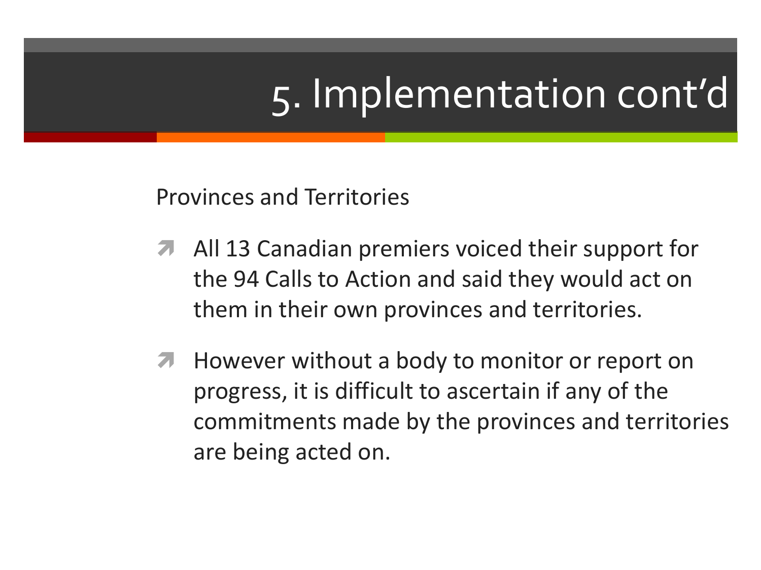# 5. Implementation cont'd

Provinces and Territories

- All 13 Canadian premiers voiced their support for the 94 Calls to Action and said they would act on them in their own provinces and territories.
- However without a body to monitor or report on progress, it is difficult to ascertain if any of the commitments made by the provinces and territories are being acted on.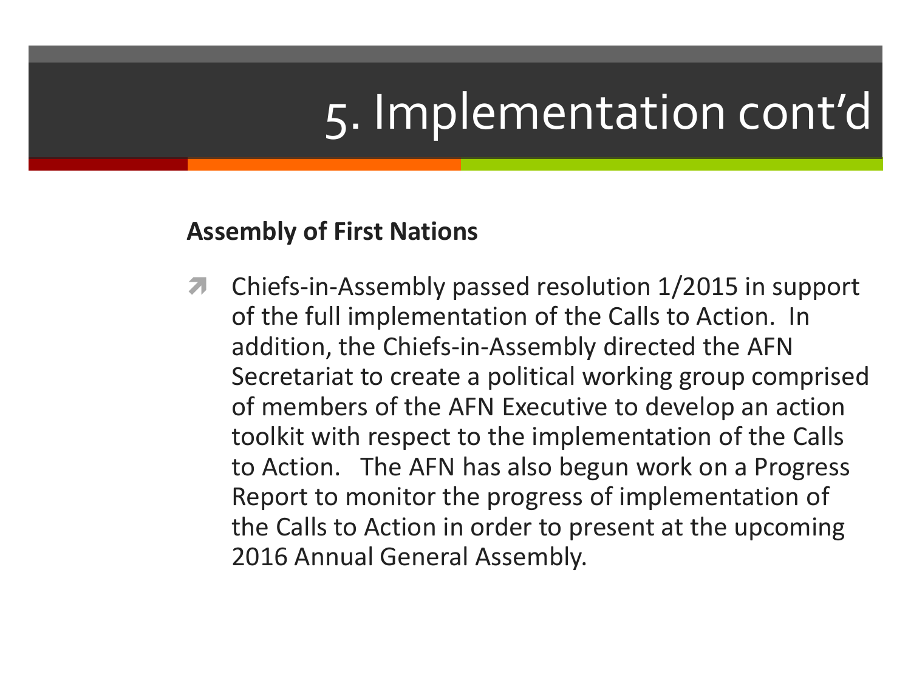# 5. Implementation cont'd

**Assembly of First Nations**

- Chiefs-in-Assembly passed resolution 1/2015 in support of the full implementation of the Calls to Action. In addition, the Chiefs-in-Assembly directed the AFN Secretariat to create a political working group comprised of members of the AFN Executive to develop an action toolkit with respect to the implementation of the Calls to Action. The AFN has also begun work on a Progress Report to monitor the progress of implementation of the Calls to Action in order to present at the upcoming 2016 Annual General Assembly.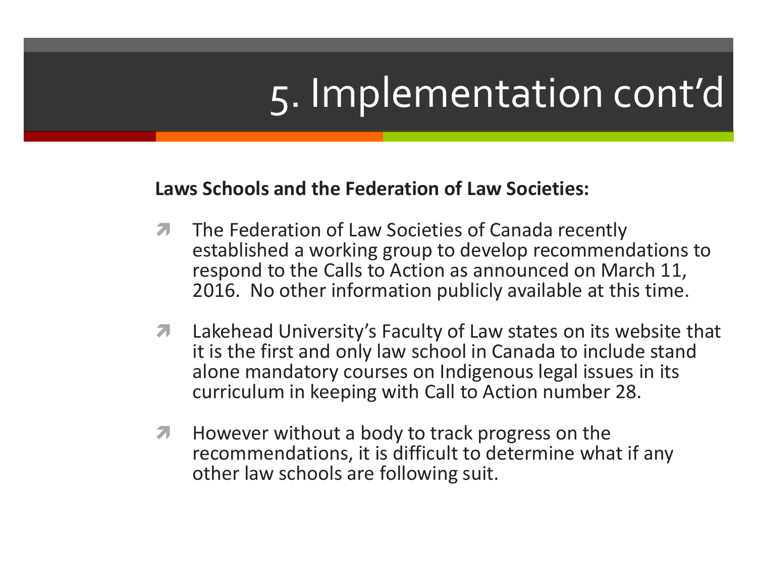# 5. Implementation cont'd

**Laws Schools and the Federation of Law Societies:**

- The Federation of Law Societies of Canada recently established a working group to develop recommendations to respond to the Calls to Action as announced on March 11, 2016. No other information publicly available at this time.
- Lakehead University's Faculty of Law states on its website that it is the first and only law school in Canada to include stand alone mandatory courses on Indigenous legal issues in its curriculum in keeping with Call to Action number 28.
- However without a body to track progress on the recommendations, it is difficult to determine what if any other law schools are following suit.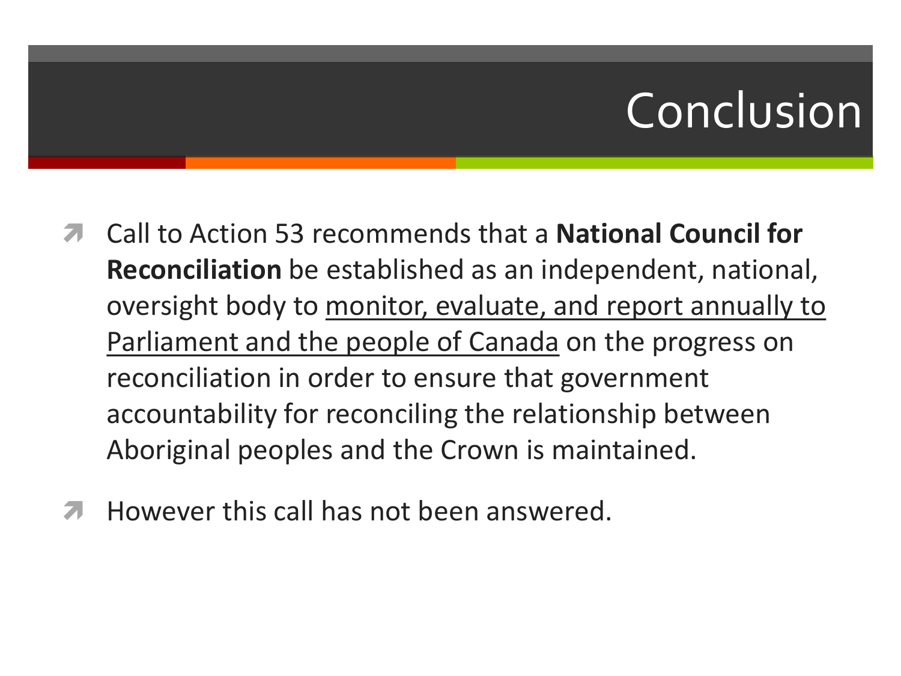# Conclusion

- Call to Action 53 recommends that a **National Council for Reconciliation** be established as an independent, national, oversight body to <u>monitor, evaluate, and report annually to Parliament and the people of Canada</u> on the progress on reconciliation in order to ensure that government accountability for reconciling the relationship between Aboriginal peoples and the Crown is maintained.
- However this call has not been answered.